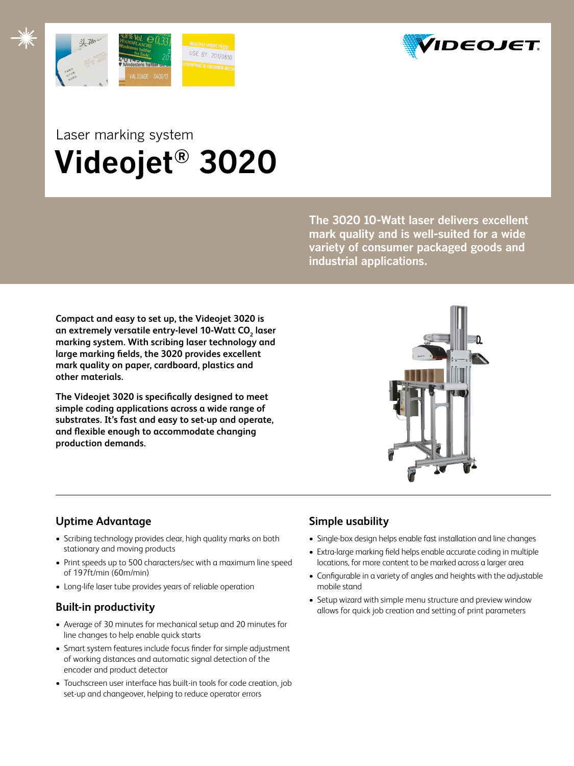Laser marking system

# Videojet® 3020

**The 3020 10-Watt laser delivers excellent mark quality and is well-suited for a wide variety of consumer packaged goods and industrial applications.**

**Compact and easy to set up, the Videojet 3020 is an extremely versatile entry-level 10-Watt $CO_2$ laser marking system. With scribing laser technology and large marking fields, the 3020 provides excellent mark quality on paper, cardboard, plastics and other materials.**

**The Videojet 3020 is specifically designed to meet simple coding applications across a wide range of substrates. It's fast and easy to set-up and operate, and flexible enough to accommodate changing production demands.**

## Uptime Advantage

- Scribing technology provides clear, high quality marks on both stationary and moving products
- Print speeds up to 500 characters/sec with a maximum line speed of 197ft/min (60m/min)
- Long-life laser tube provides years of reliable operation

## Built-in productivity

- Average of 30 minutes for mechanical setup and 20 minutes for line changes to help enable quick starts
- Smart system features include focus finder for simple adjustment of working distances and automatic signal detection of the encoder and product detector
- Touchscreen user interface has built-in tools for code creation, job set-up and changeover, helping to reduce operator errors

## Simple usability

- Single-box design helps enable fast installation and line changes
- Extra-large marking field helps enable accurate coding in multiple locations, for more content to be marked across a larger area
- Configurable in a variety of angles and heights with the adjustable mobile stand
- Setup wizard with simple menu structure and preview window allows for quick job creation and setting of print parameters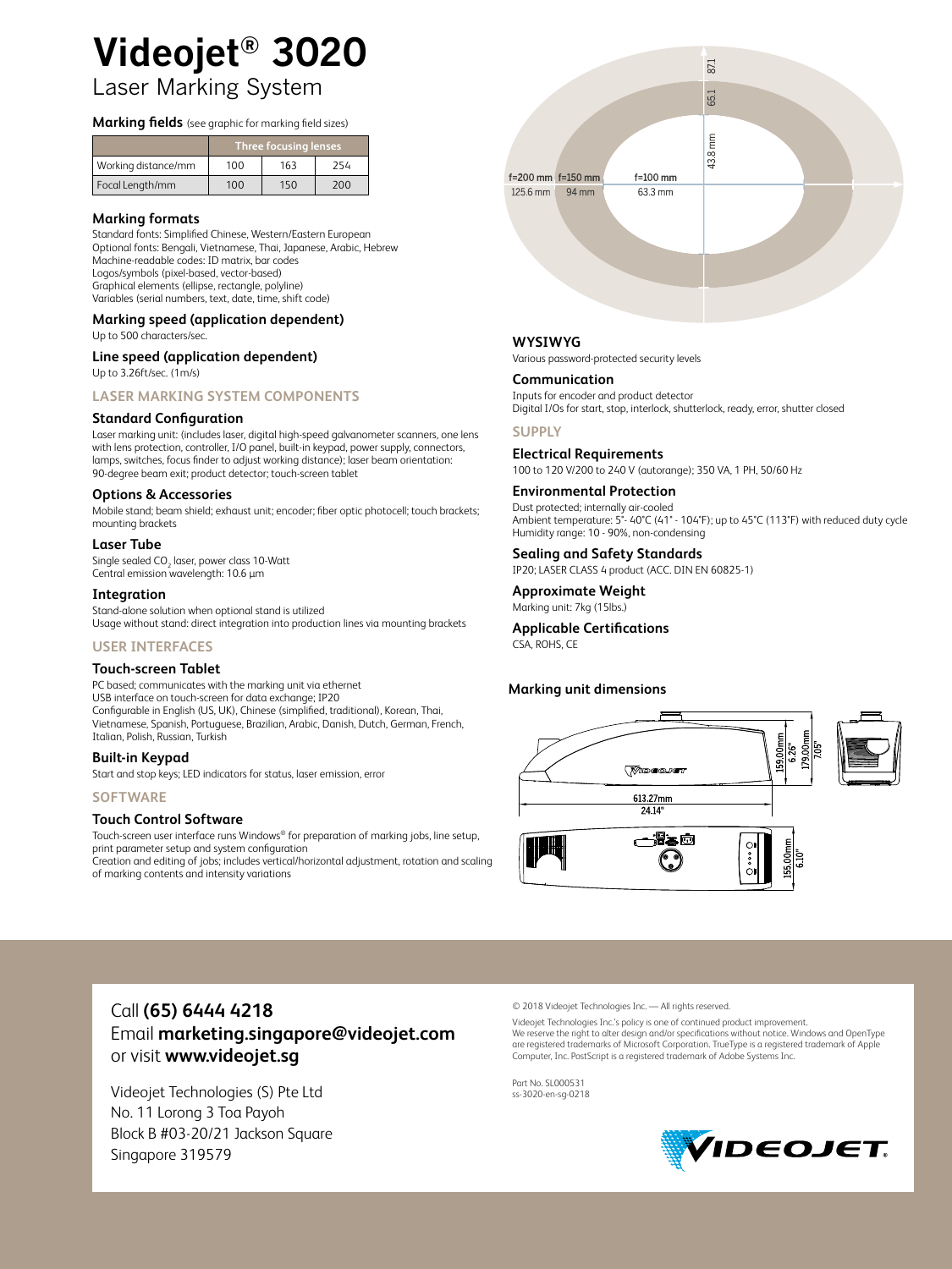# Videojet® 3020

## Laser Marking System

**Marking fields** (see graphic for marking field sizes)

| | Three focusing lenses | | |
|---|---|---|---|
| Working distance/mm | 100 | 163 | 254 |
| Focal Length/mm | 100 | 150 | 200 |

### Marking formats

Standard fonts: Simplified Chinese, Western/Eastern European
Optional fonts: Bengali, Vietnamese, Thai, Japanese, Arabic, Hebrew
Machine-readable codes: 1D matrix, bar codes
Logos/symbols (pixel-based, vector-based)
Graphical elements (ellipse, rectangle, polyline)
Variables (serial numbers, text, date, time, shift code)

### Marking speed (application dependent)

Up to 500 characters/sec.

### Line speed (application dependent)

Up to 3.26ft/sec. (1m/s)

## LASER MARKING SYSTEM COMPONENTS

### Standard Configuration

Laser marking unit: (includes laser, digital high-speed galvanometer scanners, one lens with lens protection, controller, I/O panel, built-in keypad, power supply, connectors, lamps, switches, focus finder to adjust working distance); laser beam orientation: 90-degree beam exit; product detector; touch-screen tablet

### Options & Accessories

Mobile stand; beam shield; exhaust unit; encoder; fiber optic photocell; touch brackets; mounting brackets

### Laser Tube

Single sealed $CO_2$ laser, power class 10-Watt
Central emission wavelength: 10.6 µm

### Integration

Stand-alone solution when optional stand is utilized
Usage without stand: direct integration into production lines via mounting brackets

## USER INTERFACES

### Touch-screen Tablet

PC based; communicates with the marking unit via ethernet
USB interface on touch-screen for data exchange; IP20
Configurable in English (US, UK), Chinese (simplified, traditional), Korean, Thai, Vietnamese, Spanish, Portuguese, Brazilian, Arabic, Danish, Dutch, German, French, Italian, Polish, Russian, Turkish

### Built-in Keypad

Start and stop keys; LED indicators for status, laser emission, error

## SOFTWARE

### Touch Control Software

Touch-screen user interface runs Windows® for preparation of marking jobs, line setup, print parameter setup and system configuration
Creation and editing of jobs; includes vertical/horizontal adjustment, rotation and scaling of marking contents and intensity variations

f=200 mm f=150 mm f=100 mm
125.6 mm 94 mm 63.3 mm
87.1
65.1
43.8 mm

### WYSIWYG

Various password-protected security levels

### Communication

Inputs for encoder and product detector
Digital I/Os for start, stop, interlock, shutterlock, ready, error, shutter closed

## SUPPLY

### Electrical Requirements

100 to 120 V/200 to 240 V (autorange); 350 VA, 1 PH, 50/60 Hz

### Environmental Protection

Dust protected; internally air-cooled
Ambient temperature: 5°- 40°C (41° - 104°F); up to 45°C (113°F) with reduced duty cycle
Humidity range: 10 - 90%, non-condensing

### Sealing and Safety Standards

IP20; LASER CLASS 4 product (ACC. DIN EN 60825-1)

### Approximate Weight

Marking unit: 7kg (15lbs.)

### Applicable Certifications

CSA, ROHS, CE

### Marking unit dimensions

613.27mm
24.14"
159.00mm
6.26"
179.00mm
7.05"
155.00mm
6.10"

Call **(65) 6444 4218**
Email **marketing.singapore@videojet.com**
or visit **www.videojet.sg**

Videojet Technologies (S) Pte Ltd
No. 11 Lorong 3 Toa Payoh
Block B #03-20/21 Jackson Square
Singapore 319579

© 2018 Videojet Technologies Inc. — All rights reserved.

Videojet Technologies Inc.'s policy is one of continued product improvement. We reserve the right to alter design and/or specifications without notice. Windows and OpenType are registered trademarks of Microsoft Corporation. TrueType is a registered trademark of Apple Computer, Inc. PostScript is a registered trademark of Adobe Systems Inc.

Part No. SL000531
ss-3020-en-sg-0218

VIDEOJET.